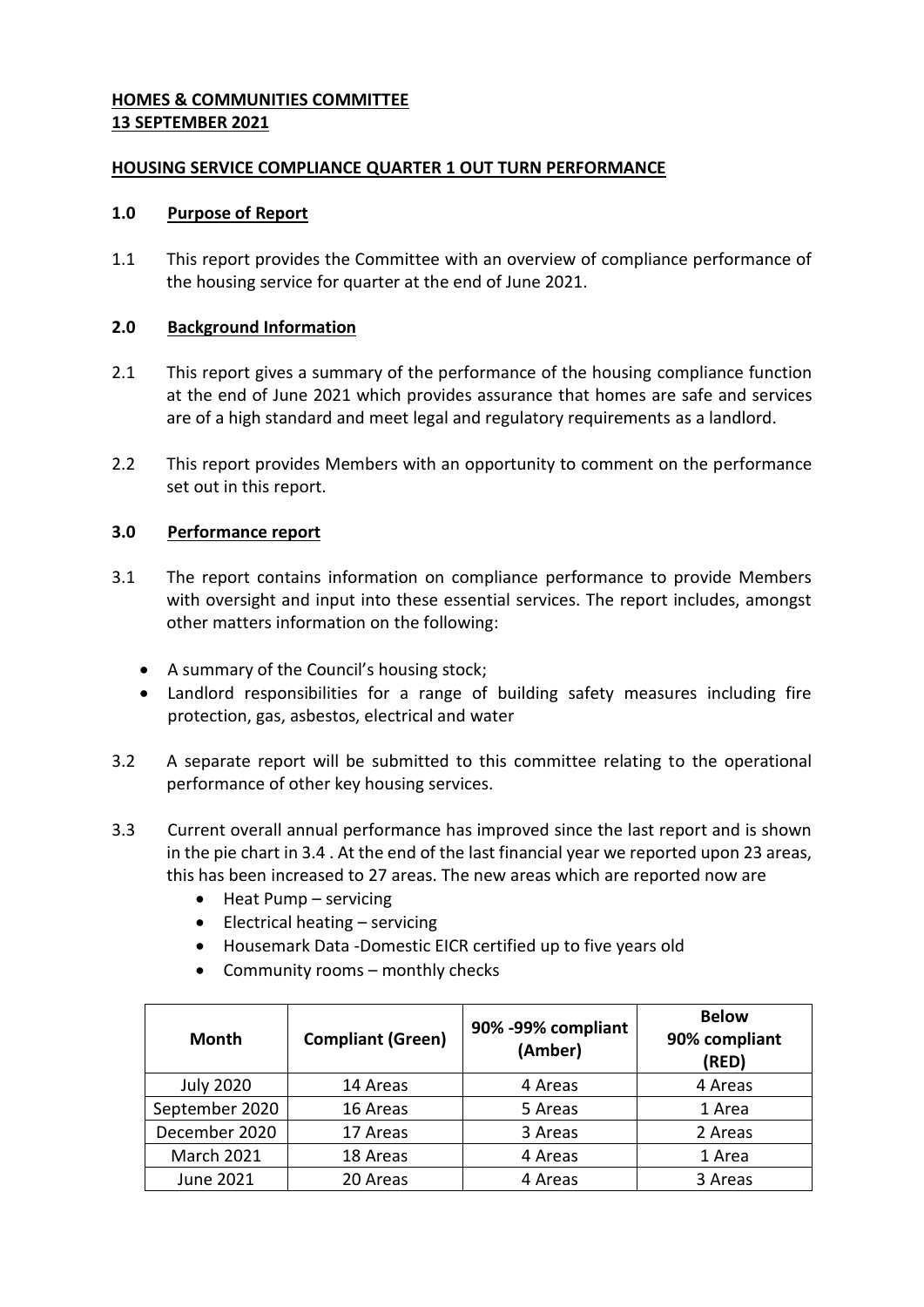**HOMES & COMMUNITIES COMMITTEE**
**13 SEPTEMBER 2021**

**HOUSING SERVICE COMPLIANCE QUARTER 1 OUT TURN PERFORMANCE**

## 1.0 Purpose of Report

1.1 This report provides the Committee with an overview of compliance performance of the housing service for quarter at the end of June 2021.

## 2.0 Background Information

2.1 This report gives a summary of the performance of the housing compliance function at the end of June 2021 which provides assurance that homes are safe and services are of a high standard and meet legal and regulatory requirements as a landlord.

2.2 This report provides Members with an opportunity to comment on the performance set out in this report.

## 3.0 Performance report

3.1 The report contains information on compliance performance to provide Members with oversight and input into these essential services. The report includes, amongst other matters information on the following:

- A summary of the Council's housing stock;
- Landlord responsibilities for a range of building safety measures including fire protection, gas, asbestos, electrical and water

3.2 A separate report will be submitted to this committee relating to the operational performance of other key housing services.

3.3 Current overall annual performance has improved since the last report and is shown in the pie chart in 3.4 . At the end of the last financial year we reported upon 23 areas, this has been increased to 27 areas. The new areas which are reported now are

- Heat Pump – servicing
- Electrical heating – servicing
- Housemark Data -Domestic EICR certified up to five years old
- Community rooms – monthly checks

| Month | Compliant (Green) | 90% -99% compliant (Amber) | Below 90% compliant (RED) |
|---|---|---|---|
| July 2020 | 14 Areas | 4 Areas | 4 Areas |
| September 2020 | 16 Areas | 5 Areas | 1 Area |
| December 2020 | 17 Areas | 3 Areas | 2 Areas |
| March 2021 | 18 Areas | 4 Areas | 1 Area |
| June 2021 | 20 Areas | 4 Areas | 3 Areas |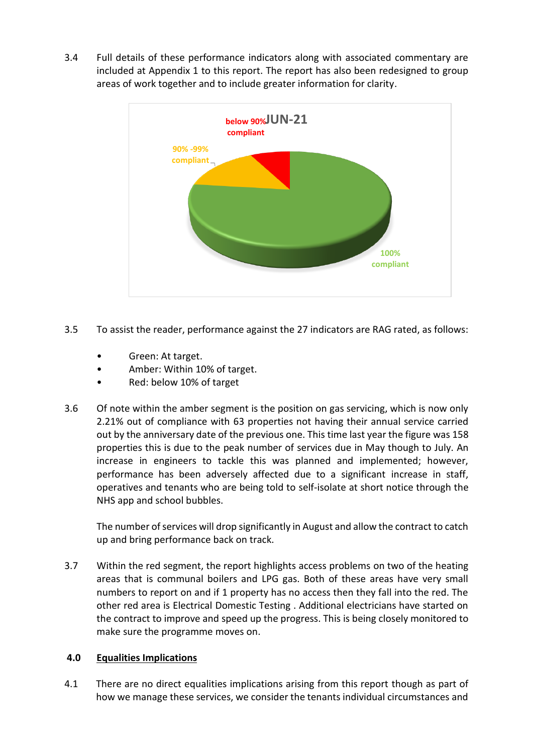3.4 Full details of these performance indicators along with associated commentary are included at Appendix 1 to this report. The report has also been redesigned to group areas of work together and to include greater information for clarity.

JUN-21

below 90% compliant

90% -99% compliant

100% compliant

3.5 To assist the reader, performance against the 27 indicators are RAG rated, as follows:

- Green: At target.
- Amber: Within 10% of target.
- Red: below 10% of target

3.6 Of note within the amber segment is the position on gas servicing, which is now only 2.21% out of compliance with 63 properties not having their annual service carried out by the anniversary date of the previous one. This time last year the figure was 158 properties this is due to the peak number of services due in May though to July. An increase in engineers to tackle this was planned and implemented; however, performance has been adversely affected due to a significant increase in staff, operatives and tenants who are being told to self-isolate at short notice through the NHS app and school bubbles.

The number of services will drop significantly in August and allow the contract to catch up and bring performance back on track.

3.7 Within the red segment, the report highlights access problems on two of the heating areas that is communal boilers and LPG gas. Both of these areas have very small numbers to report on and if 1 property has no access then they fall into the red. The other red area is Electrical Domestic Testing . Additional electricians have started on the contract to improve and speed up the progress. This is being closely monitored to make sure the programme moves on.

## 4.0 Equalities Implications

4.1 There are no direct equalities implications arising from this report though as part of how we manage these services, we consider the tenants individual circumstances and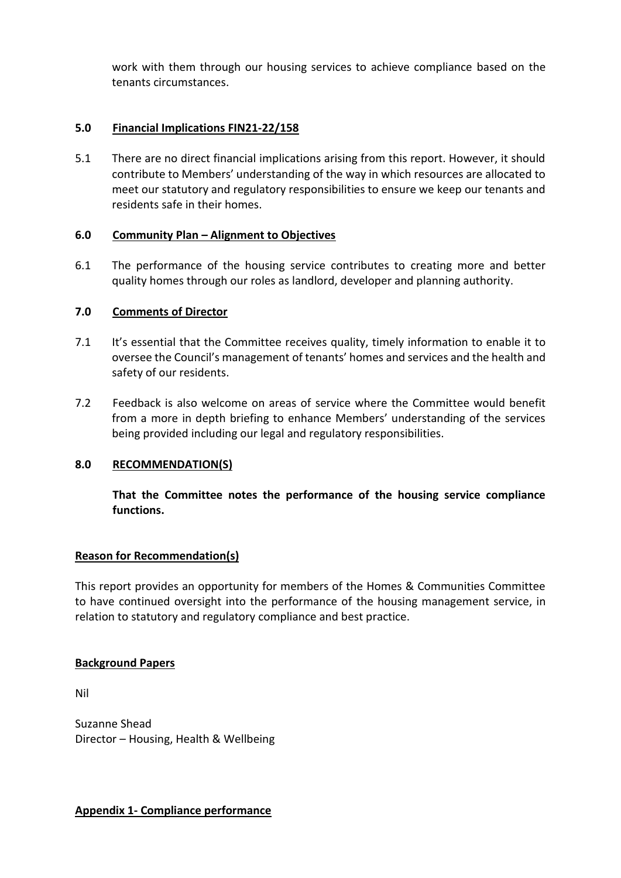work with them through our housing services to achieve compliance based on the tenants circumstances.

## 5.0 Financial Implications FIN21-22/158

5.1 There are no direct financial implications arising from this report. However, it should contribute to Members' understanding of the way in which resources are allocated to meet our statutory and regulatory responsibilities to ensure we keep our tenants and residents safe in their homes.

## 6.0 Community Plan – Alignment to Objectives

6.1 The performance of the housing service contributes to creating more and better quality homes through our roles as landlord, developer and planning authority.

## 7.0 Comments of Director

7.1 It's essential that the Committee receives quality, timely information to enable it to oversee the Council's management of tenants' homes and services and the health and safety of our residents.

7.2 Feedback is also welcome on areas of service where the Committee would benefit from a more in depth briefing to enhance Members' understanding of the services being provided including our legal and regulatory responsibilities.

## 8.0 RECOMMENDATION(S)

**That the Committee notes the performance of the housing service compliance functions.**

### Reason for Recommendation(s)

This report provides an opportunity for members of the Homes & Communities Committee to have continued oversight into the performance of the housing management service, in relation to statutory and regulatory compliance and best practice.

### Background Papers

Nil

Suzanne Shead
Director – Housing, Health & Wellbeing

### Appendix 1- Compliance performance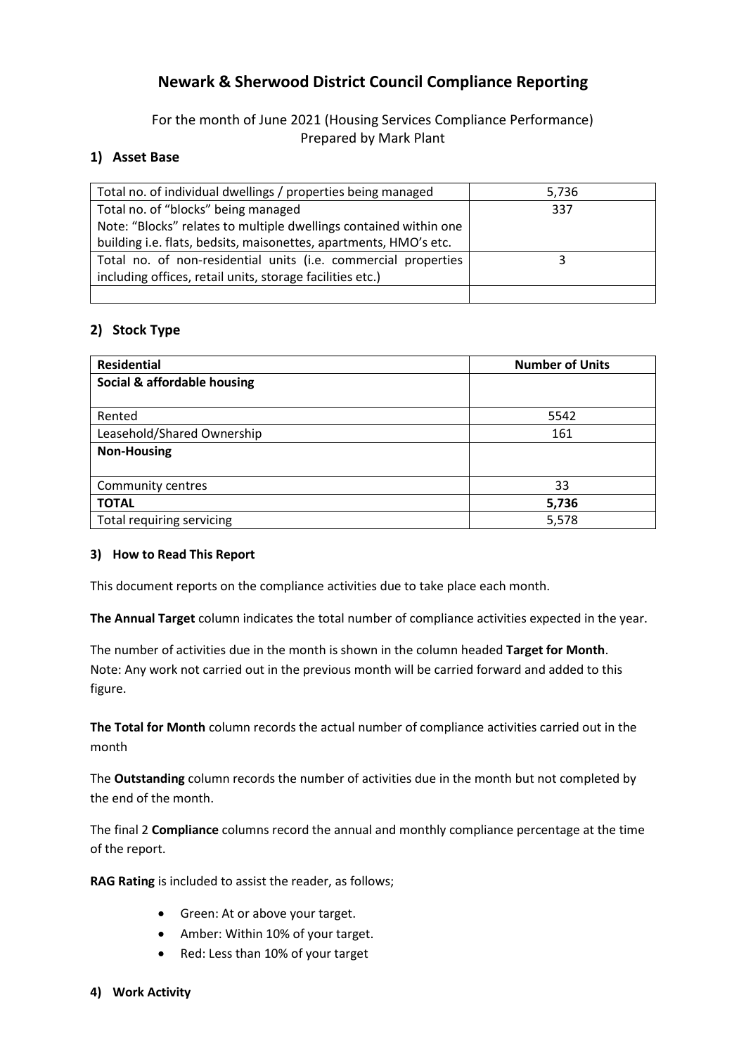# Newark & Sherwood District Council Compliance Reporting

For the month of June 2021 (Housing Services Compliance Performance)
Prepared by Mark Plant

## 1) Asset Base

| Total no. of individual dwellings / properties being managed | 5,736 |
|---|---|
| Total no. of "blocks" being managed<br>Note: "Blocks" relates to multiple dwellings contained within one building i.e. flats, bedsits, maisonettes, apartments, HMO's etc. | 337 |
| Total no. of non-residential units (i.e. commercial properties including offices, retail units, storage facilities etc.) | 3 |
| | |

## 2) Stock Type

| Residential | Number of Units |
|---|---|
| **Social & affordable housing** | |
| Rented | 5542 |
| Leasehold/Shared Ownership | 161 |
| **Non-Housing** | |
| Community centres | 33 |
| **TOTAL** | **5,736** |
| Total requiring servicing | 5,578 |

### 3) How to Read This Report

This document reports on the compliance activities due to take place each month.

**The Annual Target** column indicates the total number of compliance activities expected in the year.

The number of activities due in the month is shown in the column headed **Target for Month**.
Note: Any work not carried out in the previous month will be carried forward and added to this figure.

**The Total for Month** column records the actual number of compliance activities carried out in the month

The **Outstanding** column records the number of activities due in the month but not completed by the end of the month.

The final 2 **Compliance** columns record the annual and monthly compliance percentage at the time of the report.

**RAG Rating** is included to assist the reader, as follows;

- Green: At or above your target.
- Amber: Within 10% of your target.
- Red: Less than 10% of your target

### 4) Work Activity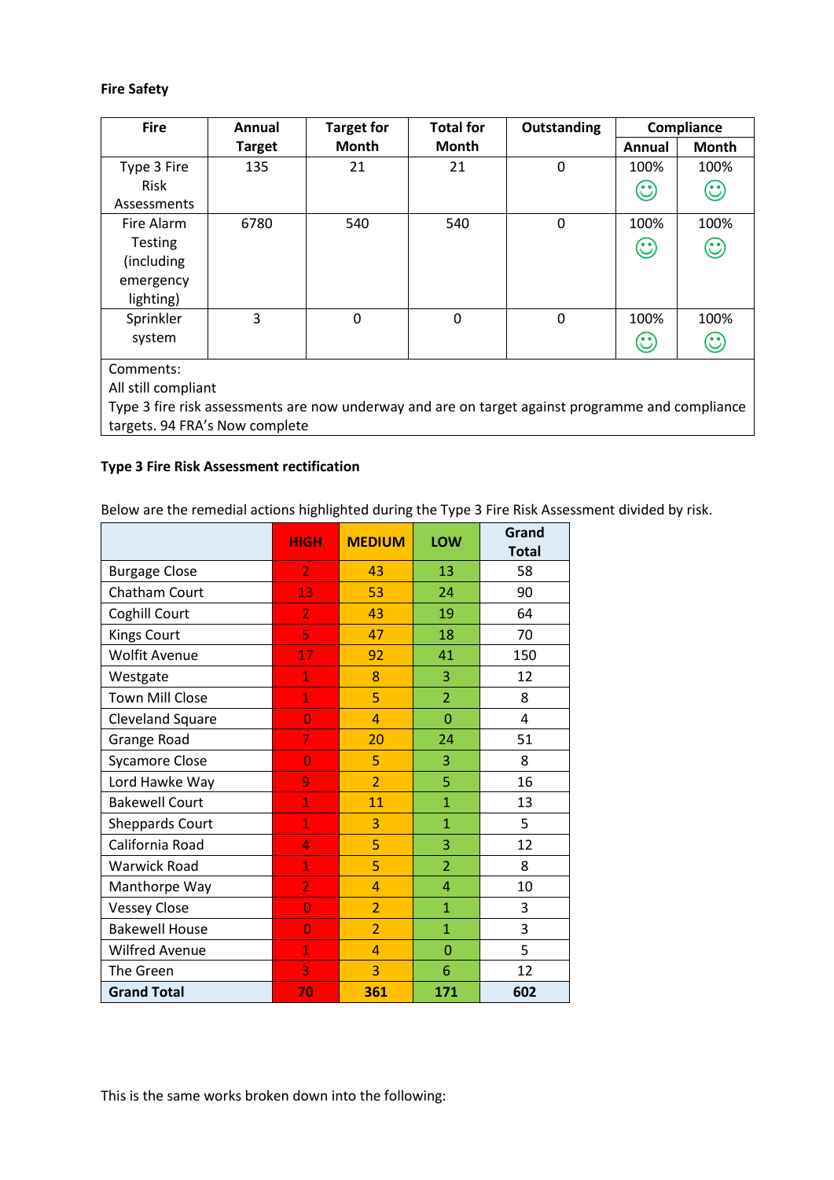**Fire Safety**

| Fire | Annual Target | Target for Month | Total for Month | Outstanding | Compliance | |
|---|---|---|---|---|---|---|
| | | | | | Annual | Month |
| Type 3 Fire Risk Assessments | 135 | 21 | 21 | 0 | 100% ☺ | 100% ☺ |
| Fire Alarm Testing (including emergency lighting) | 6780 | 540 | 540 | 0 | 100% ☺ | 100% ☺ |
| Sprinkler system | 3 | 0 | 0 | 0 | 100% ☺ | 100% ☺ |
| Comments: All still compliant. Type 3 fire risk assessments are now underway and are on target against programme and compliance targets. 94 FRA's Now complete | | | | | | |

**Type 3 Fire Risk Assessment rectification**

Below are the remedial actions highlighted during the Type 3 Fire Risk Assessment divided by risk.

| | HIGH | MEDIUM | LOW | Grand Total |
|---|---|---|---|---|
| Burgage Close | 2 | 43 | 13 | 58 |
| Chatham Court | 13 | 53 | 24 | 90 |
| Coghill Court | 2 | 43 | 19 | 64 |
| Kings Court | 5 | 47 | 18 | 70 |
| Wolfit Avenue | 17 | 92 | 41 | 150 |
| Westgate | 1 | 8 | 3 | 12 |
| Town Mill Close | 1 | 5 | 2 | 8 |
| Cleveland Square | 0 | 4 | 0 | 4 |
| Grange Road | 7 | 20 | 24 | 51 |
| Sycamore Close | 0 | 5 | 3 | 8 |
| Lord Hawke Way | 9 | 2 | 5 | 16 |
| Bakewell Court | 1 | 11 | 1 | 13 |
| Sheppards Court | 1 | 3 | 1 | 5 |
| California Road | 4 | 5 | 3 | 12 |
| Warwick Road | 1 | 5 | 2 | 8 |
| Manthorpe Way | 2 | 4 | 4 | 10 |
| Vessey Close | 0 | 2 | 1 | 3 |
| Bakewell House | 0 | 2 | 1 | 3 |
| Wilfred Avenue | 1 | 4 | 0 | 5 |
| The Green | 3 | 3 | 6 | 12 |
| **Grand Total** | **70** | **361** | **171** | **602** |

This is the same works broken down into the following: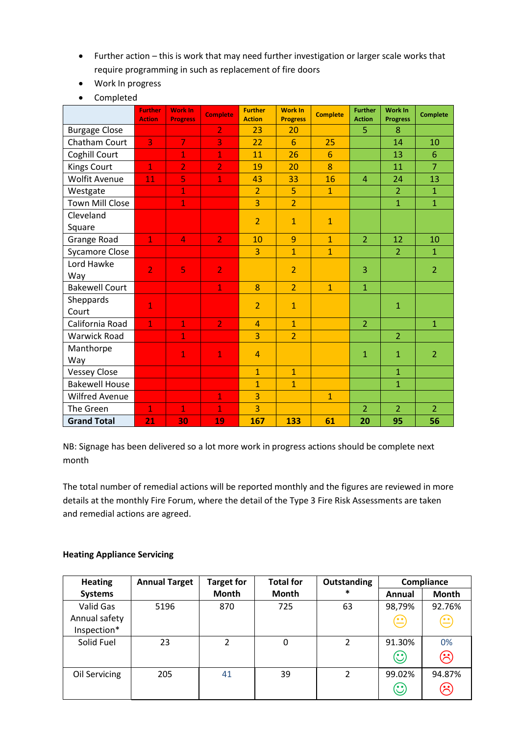- Further action – this is work that may need further investigation or larger scale works that require programming in such as replacement of fire doors
- Work In progress
- Completed

| | Further Action | Work In Progress | Complete | Further Action | Work In Progress | Complete | Further Action | Work In Progress | Complete |
|---|---|---|---|---|---|---|---|---|---|
| Burgage Close | | | 2 | 23 | 20 | | 5 | 8 | |
| Chatham Court | 3 | 7 | 3 | 22 | 6 | 25 | | 14 | 10 |
| Coghill Court | | 1 | 1 | 11 | 26 | 6 | | 13 | 6 |
| Kings Court | 1 | 2 | 2 | 19 | 20 | 8 | | 11 | 7 |
| Wolfit Avenue | 11 | 5 | 1 | 43 | 33 | 16 | 4 | 24 | 13 |
| Westgate | | 1 | | 2 | 5 | 1 | | 2 | 1 |
| Town Mill Close | | 1 | | 3 | 2 | | | 1 | 1 |
| Cleveland Square | | | | 2 | 1 | 1 | | | |
| Grange Road | 1 | 4 | 2 | 10 | 9 | 1 | 2 | 12 | 10 |
| Sycamore Close | | | | 3 | 1 | 1 | | 2 | 1 |
| Lord Hawke Way | 2 | 5 | 2 | | 2 | | 3 | | 2 |
| Bakewell Court | | | 1 | 8 | 2 | 1 | 1 | | |
| Sheppards Court | 1 | | | 2 | 1 | | | 1 | |
| California Road | 1 | 1 | 2 | 4 | 1 | | 2 | | 1 |
| Warwick Road | | 1 | | 3 | 2 | | | 2 | |
| Manthorpe Way | | 1 | 1 | 4 | | | 1 | 1 | 2 |
| Vessey Close | | | | 1 | 1 | | | 1 | |
| Bakewell House | | | | 1 | 1 | | | 1 | |
| Wilfred Avenue | | | 1 | 3 | | 1 | | | |
| The Green | 1 | 1 | 1 | 3 | | | 2 | 2 | 2 |
| **Grand Total** | **21** | **30** | **19** | **167** | **133** | **61** | **20** | **95** | **56** |

NB: Signage has been delivered so a lot more work in progress actions should be complete next month

The total number of remedial actions will be reported monthly and the figures are reviewed in more details at the monthly Fire Forum, where the detail of the Type 3 Fire Risk Assessments are taken and remedial actions are agreed.

**Heating Appliance Servicing**

| Heating Systems | Annual Target | Target for Month | Total for Month | Outstanding * | Compliance | |
|---|---|---|---|---|---|---|
| | | | | | Annual | Month |
| Valid Gas Annual safety Inspection* | 5196 | 870 | 725 | 63 | 98,79% | 92.76% |
| Solid Fuel | 23 | 2 | 0 | 2 | 91.30% | 0% |
| Oil Servicing | 205 | 41 | 39 | 2 | 99.02% | 94.87% |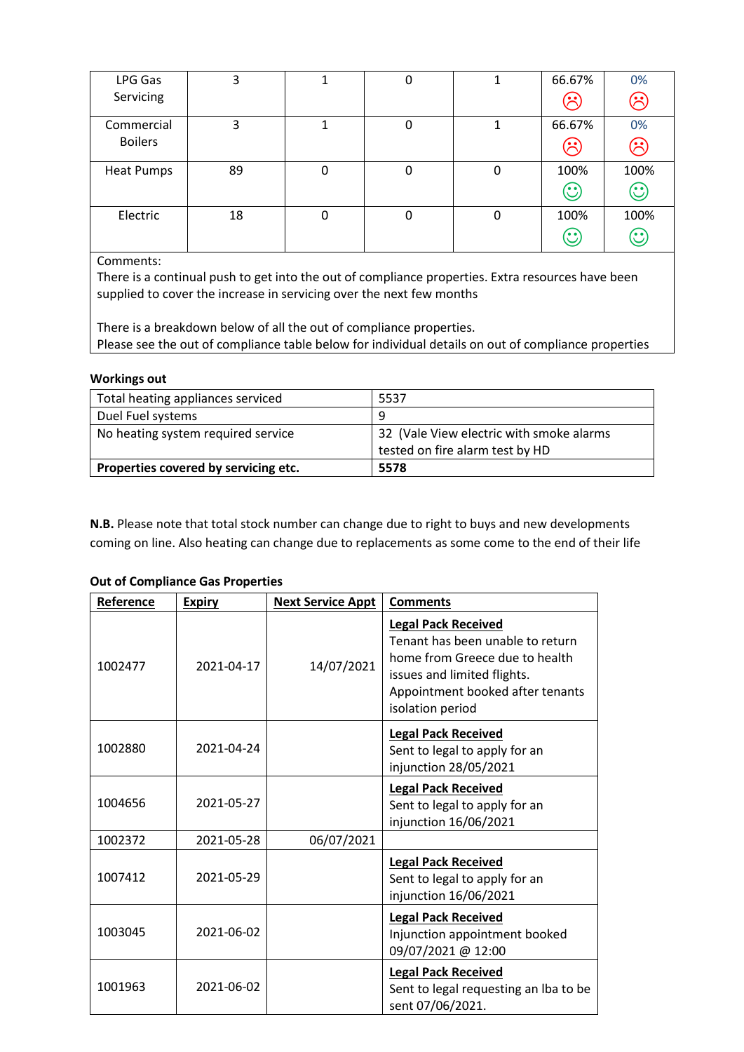| LPG Gas Servicing | 3 | 1 | 0 | 1 | 66.67% ☹ | 0% ☹ |
|---|---|---|---|---|---|---|
| Commercial Boilers | 3 | 1 | 0 | 1 | 66.67% ☹ | 0% ☹ |
| Heat Pumps | 89 | 0 | 0 | 0 | 100% ☺ | 100% ☺ |
| Electric | 18 | 0 | 0 | 0 | 100% ☺ | 100% ☺ |

Comments:
There is a continual push to get into the out of compliance properties. Extra resources have been supplied to cover the increase in servicing over the next few months

There is a breakdown below of all the out of compliance properties.
Please see the out of compliance table below for individual details on out of compliance properties

**Workings out**

| Total heating appliances serviced | 5537 |
|---|---|
| Duel Fuel systems | 9 |
| No heating system required service | 32 (Vale View electric with smoke alarms tested on fire alarm test by HD |
| **Properties covered by servicing etc.** | **5578** |

**N.B.** Please note that total stock number can change due to right to buys and new developments coming on line. Also heating can change due to replacements as some come to the end of their life

**Out of Compliance Gas Properties**

| Reference | Expiry | Next Service Appt | Comments |
|---|---|---|---|
| 1002477 | 2021-04-17 | 14/07/2021 | **Legal Pack Received** Tenant has been unable to return home from Greece due to health issues and limited flights. Appointment booked after tenants isolation period |
| 1002880 | 2021-04-24 | | **Legal Pack Received** Sent to legal to apply for an injunction 28/05/2021 |
| 1004656 | 2021-05-27 | | **Legal Pack Received** Sent to legal to apply for an injunction 16/06/2021 |
| 1002372 | 2021-05-28 | 06/07/2021 | |
| 1007412 | 2021-05-29 | | **Legal Pack Received** Sent to legal to apply for an injunction 16/06/2021 |
| 1003045 | 2021-06-02 | | **Legal Pack Received** Injunction appointment booked 09/07/2021 @ 12:00 |
| 1001963 | 2021-06-02 | | **Legal Pack Received** Sent to legal requesting an lba to be sent 07/06/2021. |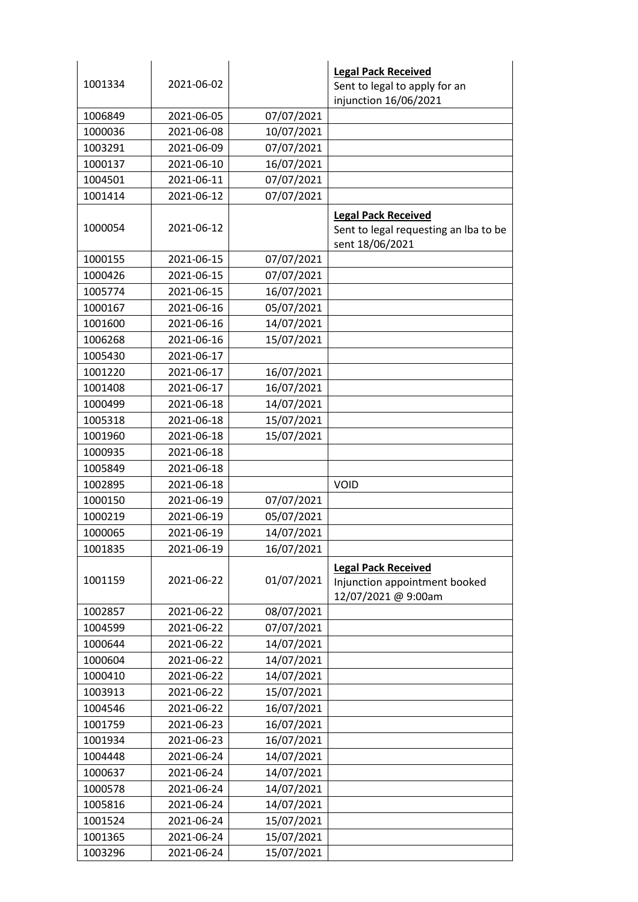| | | | |
|---|---|---|---|
| 1001334 | 2021-06-02 | | **Legal Pack Received** Sent to legal to apply for an injunction 16/06/2021 |
| 1006849 | 2021-06-05 | 07/07/2021 | |
| 1000036 | 2021-06-08 | 10/07/2021 | |
| 1003291 | 2021-06-09 | 07/07/2021 | |
| 1000137 | 2021-06-10 | 16/07/2021 | |
| 1004501 | 2021-06-11 | 07/07/2021 | |
| 1001414 | 2021-06-12 | 07/07/2021 | |
| 1000054 | 2021-06-12 | | **Legal Pack Received** Sent to legal requesting an lba to be sent 18/06/2021 |
| 1000155 | 2021-06-15 | 07/07/2021 | |
| 1000426 | 2021-06-15 | 07/07/2021 | |
| 1005774 | 2021-06-15 | 16/07/2021 | |
| 1000167 | 2021-06-16 | 05/07/2021 | |
| 1001600 | 2021-06-16 | 14/07/2021 | |
| 1006268 | 2021-06-16 | 15/07/2021 | |
| 1005430 | 2021-06-17 | | |
| 1001220 | 2021-06-17 | 16/07/2021 | |
| 1001408 | 2021-06-17 | 16/07/2021 | |
| 1000499 | 2021-06-18 | 14/07/2021 | |
| 1005318 | 2021-06-18 | 15/07/2021 | |
| 1001960 | 2021-06-18 | 15/07/2021 | |
| 1000935 | 2021-06-18 | | |
| 1005849 | 2021-06-18 | | |
| 1002895 | 2021-06-18 | | VOID |
| 1000150 | 2021-06-19 | 07/07/2021 | |
| 1000219 | 2021-06-19 | 05/07/2021 | |
| 1000065 | 2021-06-19 | 14/07/2021 | |
| 1001835 | 2021-06-19 | 16/07/2021 | |
| 1001159 | 2021-06-22 | 01/07/2021 | **Legal Pack Received** Injunction appointment booked 12/07/2021 @ 9:00am |
| 1002857 | 2021-06-22 | 08/07/2021 | |
| 1004599 | 2021-06-22 | 07/07/2021 | |
| 1000644 | 2021-06-22 | 14/07/2021 | |
| 1000604 | 2021-06-22 | 14/07/2021 | |
| 1000410 | 2021-06-22 | 14/07/2021 | |
| 1003913 | 2021-06-22 | 15/07/2021 | |
| 1004546 | 2021-06-22 | 16/07/2021 | |
| 1001759 | 2021-06-23 | 16/07/2021 | |
| 1001934 | 2021-06-23 | 16/07/2021 | |
| 1004448 | 2021-06-24 | 14/07/2021 | |
| 1000637 | 2021-06-24 | 14/07/2021 | |
| 1000578 | 2021-06-24 | 14/07/2021 | |
| 1005816 | 2021-06-24 | 14/07/2021 | |
| 1001524 | 2021-06-24 | 15/07/2021 | |
| 1001365 | 2021-06-24 | 15/07/2021 | |
| 1003296 | 2021-06-24 | 15/07/2021 | |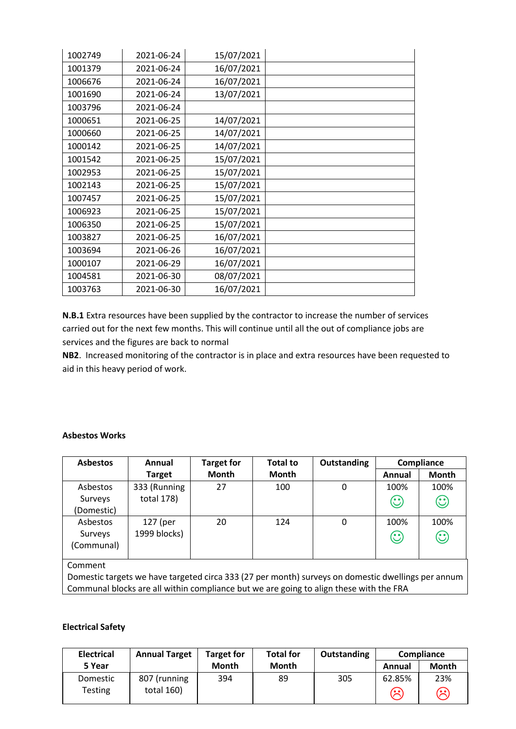| | | | |
|---|---|---|---|
| 1002749 | 2021-06-24 | 15/07/2021 | |
| 1001379 | 2021-06-24 | 16/07/2021 | |
| 1006676 | 2021-06-24 | 16/07/2021 | |
| 1001690 | 2021-06-24 | 13/07/2021 | |
| 1003796 | 2021-06-24 | | |
| 1000651 | 2021-06-25 | 14/07/2021 | |
| 1000660 | 2021-06-25 | 14/07/2021 | |
| 1000142 | 2021-06-25 | 14/07/2021 | |
| 1001542 | 2021-06-25 | 15/07/2021 | |
| 1002953 | 2021-06-25 | 15/07/2021 | |
| 1002143 | 2021-06-25 | 15/07/2021 | |
| 1007457 | 2021-06-25 | 15/07/2021 | |
| 1006923 | 2021-06-25 | 15/07/2021 | |
| 1006350 | 2021-06-25 | 15/07/2021 | |
| 1003827 | 2021-06-25 | 16/07/2021 | |
| 1003694 | 2021-06-26 | 16/07/2021 | |
| 1000107 | 2021-06-29 | 16/07/2021 | |
| 1004581 | 2021-06-30 | 08/07/2021 | |
| 1003763 | 2021-06-30 | 16/07/2021 | |

**N.B.1** Extra resources have been supplied by the contractor to increase the number of services carried out for the next few months. This will continue until all the out of compliance jobs are services and the figures are back to normal

**NB2**. Increased monitoring of the contractor is in place and extra resources have been requested to aid in this heavy period of work.

**Asbestos Works**

| Asbestos | Annual Target | Target for Month | Total to Month | Outstanding | Compliance | |
|---|---|---|---|---|---|---|
| | | | | | Annual | Month |
| Asbestos Surveys (Domestic) | 333 (Running total 178) | 27 | 100 | 0 | 100% ☺ | 100% ☺ |
| Asbestos Surveys (Communal) | 127 (per 1999 blocks) | 20 | 124 | 0 | 100% ☺ | 100% ☺ |

Comment
Domestic targets we have targeted circa 333 (27 per month) surveys on domestic dwellings per annum
Communal blocks are all within compliance but we are going to align these with the FRA

**Electrical Safety**

| Electrical 5 Year | Annual Target | Target for Month | Total for Month | Outstanding | Compliance | |
|---|---|---|---|---|---|---|
| | | | | | Annual | Month |
| Domestic Testing | 807 (running total 160) | 394 | 89 | 305 | 62.85% ☹ | 23% ☹ |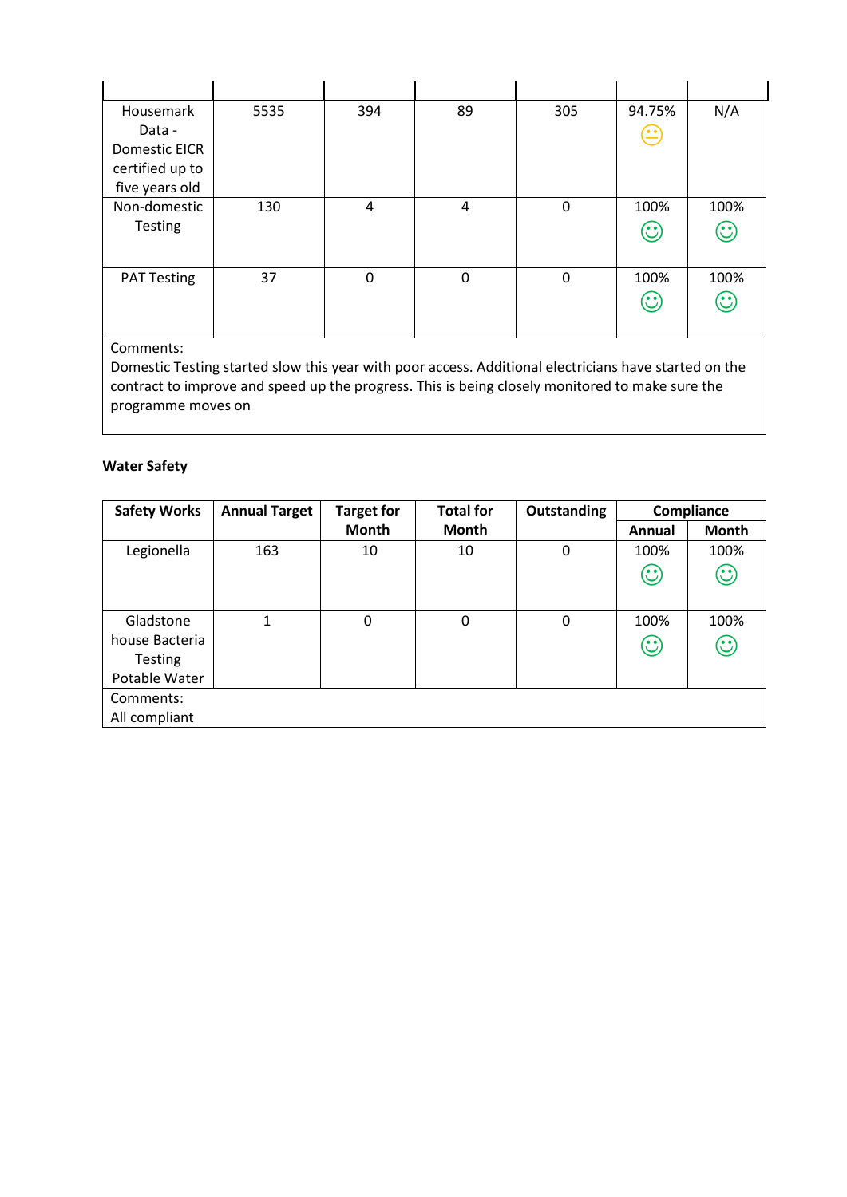| | | | | | | |
|---|---|---|---|---|---|---|
| Housemark Data - Domestic EICR certified up to five years old | 5535 | 394 | 89 | 305 | 94.75% 😐 | N/A |
| Non-domestic Testing | 130 | 4 | 4 | 0 | 100% ☺ | 100% ☺ |
| PAT Testing | 37 | 0 | 0 | 0 | 100% ☺ | 100% ☺ |

Comments:
Domestic Testing started slow this year with poor access. Additional electricians have started on the contract to improve and speed up the progress. This is being closely monitored to make sure the programme moves on

**Water Safety**

| Safety Works | Annual Target | Target for Month | Total for Month | Outstanding | Compliance | |
|---|---|---|---|---|---|---|
| | | | | | Annual | Month |
| Legionella | 163 | 10 | 10 | 0 | 100% ☺ | 100% ☺ |
| Gladstone house Bacteria Testing Potable Water | 1 | 0 | 0 | 0 | 100% ☺ | 100% ☺ |

Comments:
All compliant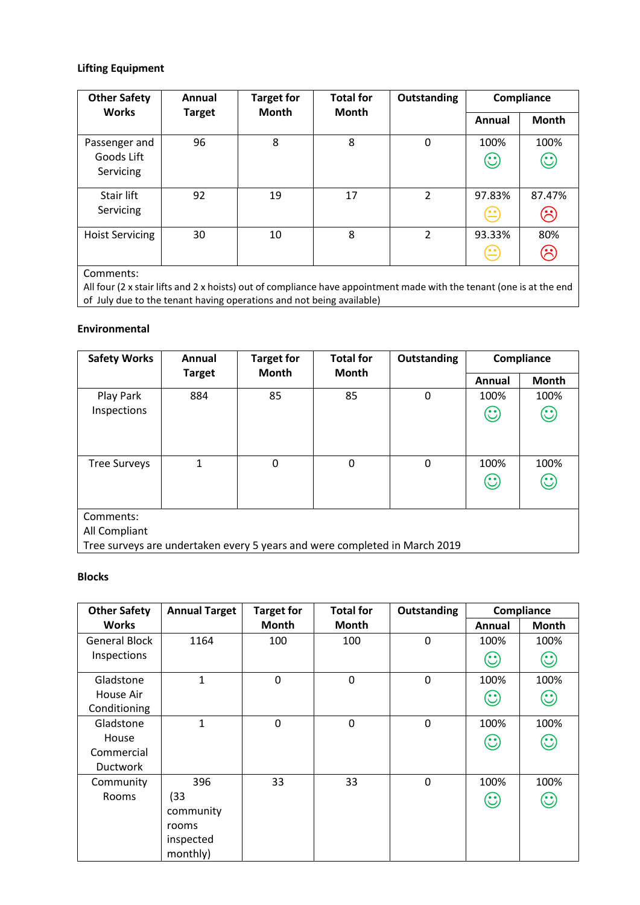**Lifting Equipment**

| Other Safety Works | Annual Target | Target for Month | Total for Month | Outstanding | Compliance | |
|---|---|---|---|---|---|---|
| | | | | | Annual | Month |
| Passenger and Goods Lift Servicing | 96 | 8 | 8 | 0 | 100% ☺ | 100% ☺ |
| Stair lift Servicing | 92 | 19 | 17 | 2 | 97.83% 😐 | 87.47% ☹ |
| Hoist Servicing | 30 | 10 | 8 | 2 | 93.33% 😐 | 80% ☹ |
| Comments: All four (2 x stair lifts and 2 x hoists) out of compliance have appointment made with the tenant (one is at the end of July due to the tenant having operations and not being available) | | | | | | |

**Environmental**

| Safety Works | Annual Target | Target for Month | Total for Month | Outstanding | Compliance | |
|---|---|---|---|---|---|---|
| | | | | | Annual | Month |
| Play Park Inspections | 884 | 85 | 85 | 0 | 100% ☺ | 100% ☺ |
| Tree Surveys | 1 | 0 | 0 | 0 | 100% ☺ | 100% ☺ |
| Comments: All Compliant Tree surveys are undertaken every 5 years and were completed in March 2019 | | | | | | |

**Blocks**

| Other Safety Works | Annual Target | Target for Month | Total for Month | Outstanding | Compliance | |
|---|---|---|---|---|---|---|
| | | | | | Annual | Month |
| General Block Inspections | 1164 | 100 | 100 | 0 | 100% ☺ | 100% ☺ |
| Gladstone House Air Conditioning | 1 | 0 | 0 | 0 | 100% ☺ | 100% ☺ |
| Gladstone House Commercial Ductwork | 1 | 0 | 0 | 0 | 100% ☺ | 100% ☺ |
| Community Rooms | 396 (33 community rooms inspected monthly) | 33 | 33 | 0 | 100% ☺ | 100% ☺ |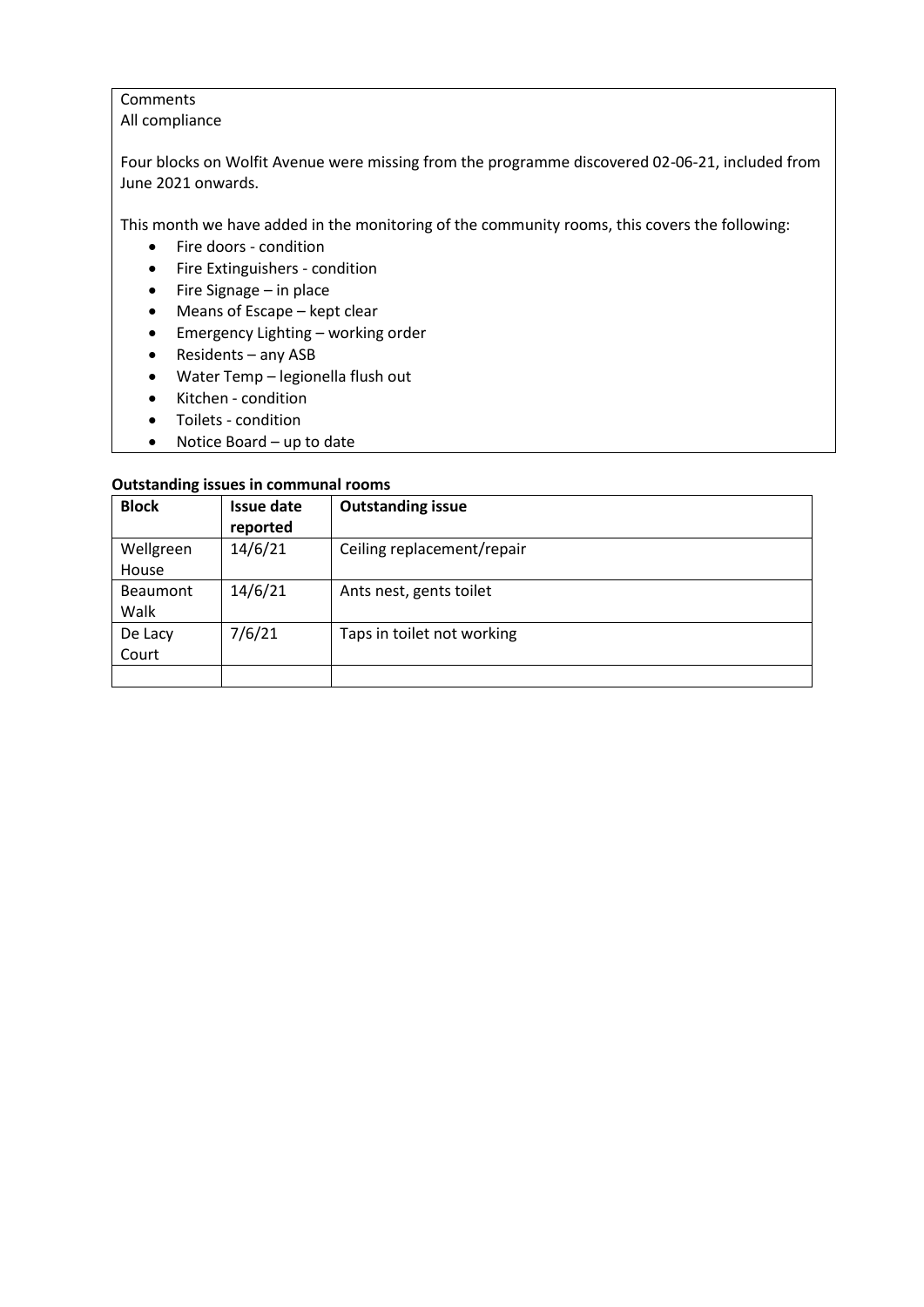Comments
All compliance

Four blocks on Wolfit Avenue were missing from the programme discovered 02-06-21, included from June 2021 onwards.

This month we have added in the monitoring of the community rooms, this covers the following:

- Fire doors - condition
- Fire Extinguishers - condition
- Fire Signage – in place
- Means of Escape – kept clear
- Emergency Lighting – working order
- Residents – any ASB
- Water Temp – legionella flush out
- Kitchen - condition
- Toilets - condition
- Notice Board – up to date

**Outstanding issues in communal rooms**

| Block | Issue date reported | Outstanding issue |
|---|---|---|
| Wellgreen House | 14/6/21 | Ceiling replacement/repair |
| Beaumont Walk | 14/6/21 | Ants nest, gents toilet |
| De Lacy Court | 7/6/21 | Taps in toilet not working |
| | | |